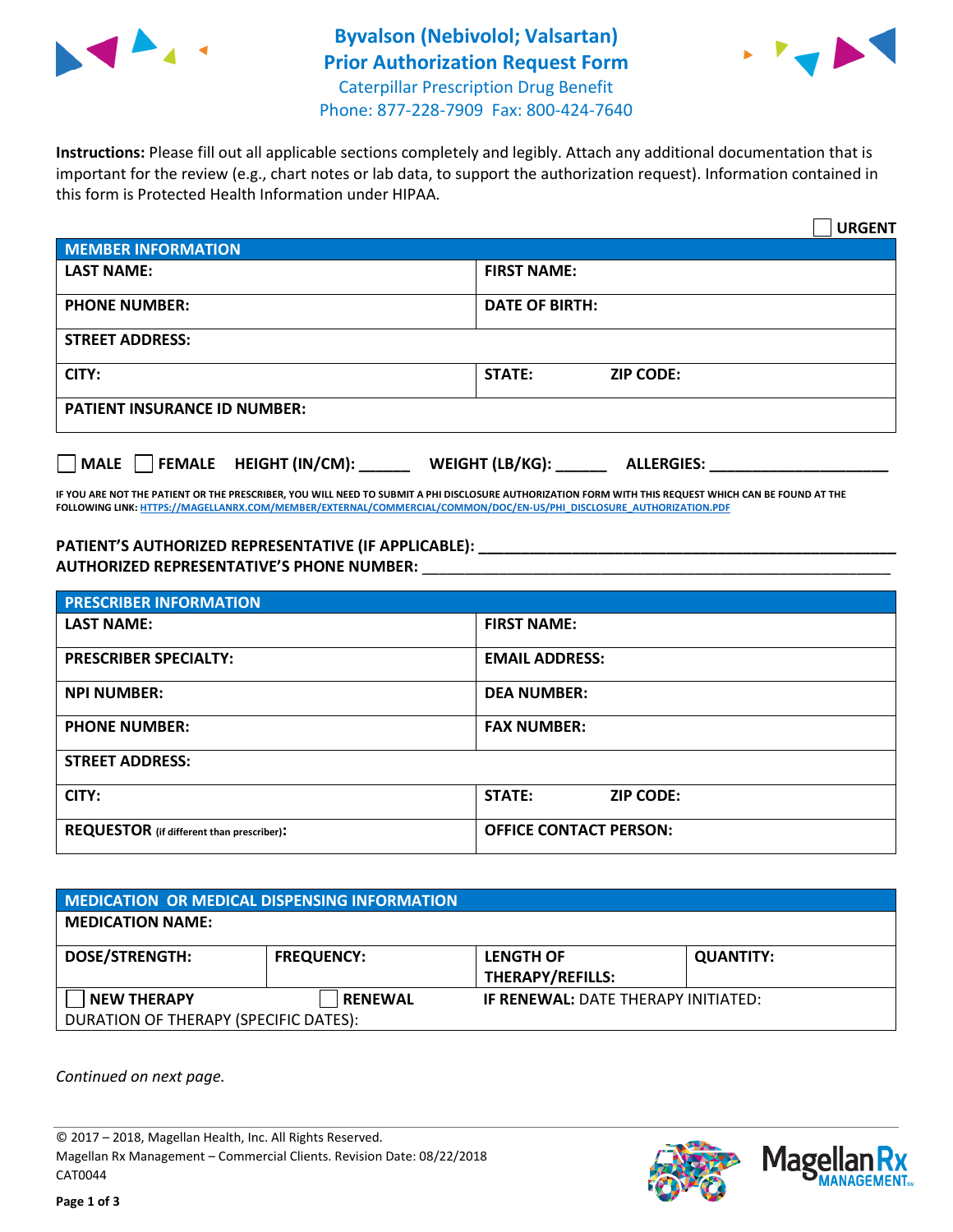# Byvalson (Nebivolol; Valsartan) Prior Authorization Request Form

Caterpillar Prescription Drug Benefit
Phone: 877-228-7909 Fax: 800-424-7640

**Instructions:** Please fill out all applicable sections completely and legibly. Attach any additional documentation that is important for the review (e.g., chart notes or lab data, to support the authorization request). Information contained in this form is Protected Health Information under HIPAA.

☐ **URGENT**

| **MEMBER INFORMATION** | |
|---|---|
| **LAST NAME:** | **FIRST NAME:** |
| **PHONE NUMBER:** | **DATE OF BIRTH:** |
| **STREET ADDRESS:** | |
| **CITY:** | **STATE:** **ZIP CODE:** |
| **PATIENT INSURANCE ID NUMBER:** | |

☐ **MALE** ☐ **FEMALE** **HEIGHT (IN/CM):** ______ **WEIGHT (LB/KG):** ______ **ALLERGIES:** ____________________

**IF YOU ARE NOT THE PATIENT OR THE PRESCRIBER, YOU WILL NEED TO SUBMIT A PHI DISCLOSURE AUTHORIZATION FORM WITH THIS REQUEST WHICH CAN BE FOUND AT THE FOLLOWING LINK: HTTPS://MAGELLANRX.COM/MEMBER/EXTERNAL/COMMERCIAL/COMMON/DOC/EN-US/PHI_DISCLOSURE_AUTHORIZATION.PDF**

**PATIENT'S AUTHORIZED REPRESENTATIVE (IF APPLICABLE):** ____________________________________________
**AUTHORIZED REPRESENTATIVE'S PHONE NUMBER:** ____________________________________________

| **PRESCRIBER INFORMATION** | |
|---|---|
| **LAST NAME:** | **FIRST NAME:** |
| **PRESCRIBER SPECIALTY:** | **EMAIL ADDRESS:** |
| **NPI NUMBER:** | **DEA NUMBER:** |
| **PHONE NUMBER:** | **FAX NUMBER:** |
| **STREET ADDRESS:** | |
| **CITY:** | **STATE:** **ZIP CODE:** |
| **REQUESTOR** (if different than prescriber)**:** | **OFFICE CONTACT PERSON:** |

| **MEDICATION OR MEDICAL DISPENSING INFORMATION** | | | |
|---|---|---|---|
| **MEDICATION NAME:** | | | |
| **DOSE/STRENGTH:** | **FREQUENCY:** | **LENGTH OF THERAPY/REFILLS:** | **QUANTITY:** |
| ☐ **NEW THERAPY** | ☐ **RENEWAL** | **IF RENEWAL:** DATE THERAPY INITIATED: | |
| DURATION OF THERAPY (SPECIFIC DATES): | | | |

*Continued on next page.*

© 2017 – 2018, Magellan Health, Inc. All Rights Reserved.
Magellan Rx Management – Commercial Clients. Revision Date: 08/22/2018
CAT0044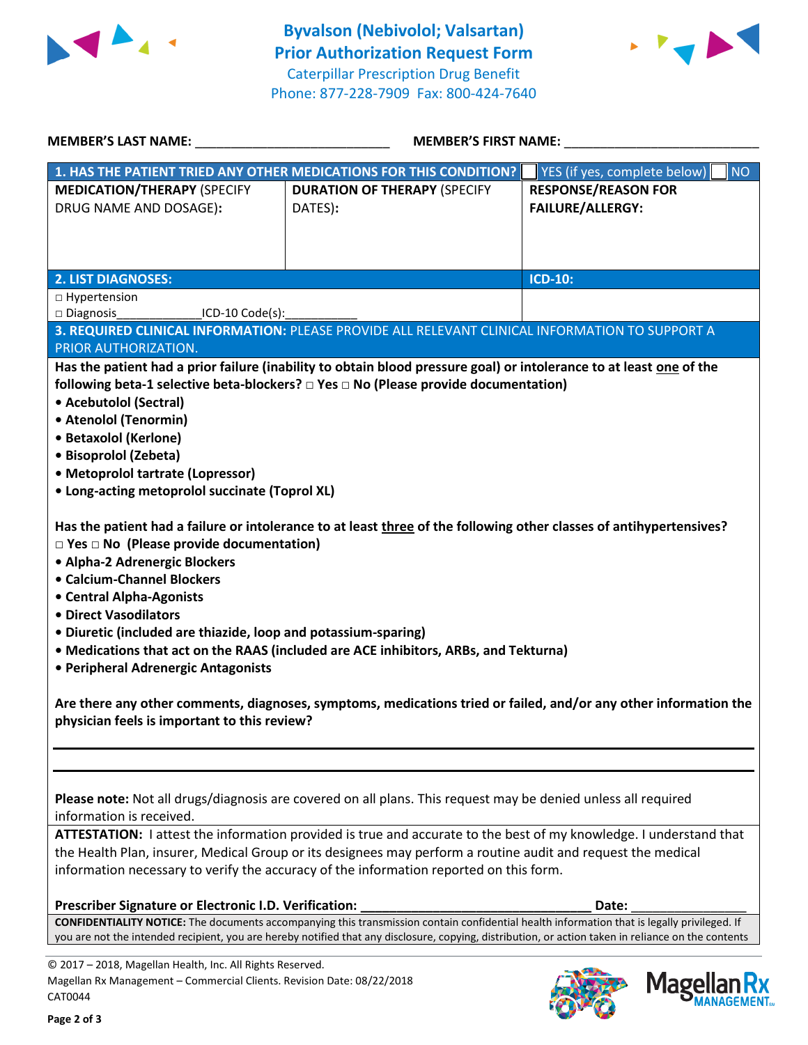# Byvalson (Nebivolol; Valsartan) Prior Authorization Request Form

Caterpillar Prescription Drug Benefit
Phone: 877-228-7909 Fax: 800-424-7640

**MEMBER'S LAST NAME:** ___________________________ **MEMBER'S FIRST NAME:** ___________________________

| **1. HAS THE PATIENT TRIED ANY OTHER MEDICATIONS FOR THIS CONDITION?** | | ☐ YES (if yes, complete below) ☐ NO |
|---|---|---|
| **MEDICATION/THERAPY** (SPECIFY DRUG NAME AND DOSAGE): | **DURATION OF THERAPY** (SPECIFY DATES): | **RESPONSE/REASON FOR FAILURE/ALLERGY:** |
| | | |

| **2. LIST DIAGNOSES:** | **ICD-10:** |
|---|---|
| □ Hypertension<br>□ Diagnosis_____________ICD-10 Code(s):___________ | |

**3. REQUIRED CLINICAL INFORMATION:** PLEASE PROVIDE ALL RELEVANT CLINICAL INFORMATION TO SUPPORT A PRIOR AUTHORIZATION.

**Has the patient had a prior failure (inability to obtain blood pressure goal) or intolerance to at least one of the following beta-1 selective beta-blockers? □ Yes □ No (Please provide documentation)**

- **Acebutolol (Sectral)**
- **Atenolol (Tenormin)**
- **Betaxolol (Kerlone)**
- **Bisoprolol (Zebeta)**
- **Metoprolol tartrate (Lopressor)**
- **Long-acting metoprolol succinate (Toprol XL)**

**Has the patient had a failure or intolerance to at least three of the following other classes of antihypertensives? □ Yes □ No (Please provide documentation)**

- **Alpha-2 Adrenergic Blockers**
- **Calcium-Channel Blockers**
- **Central Alpha-Agonists**
- **Direct Vasodilators**
- **Diuretic (included are thiazide, loop and potassium-sparing)**
- **Medications that act on the RAAS (included are ACE inhibitors, ARBs, and Tekturna)**
- **Peripheral Adrenergic Antagonists**

**Are there any other comments, diagnoses, symptoms, medications tried or failed, and/or any other information the physician feels is important to this review?**

___________________________________________________________________________

___________________________________________________________________________

**Please note:** Not all drugs/diagnosis are covered on all plans. This request may be denied unless all required information is received.

**ATTESTATION:** I attest the information provided is true and accurate to the best of my knowledge. I understand that the Health Plan, insurer, Medical Group or its designees may perform a routine audit and request the medical information necessary to verify the accuracy of the information reported on this form.

**Prescriber Signature or Electronic I.D. Verification:** _________________________________ **Date:** ________________

**CONFIDENTIALITY NOTICE:** The documents accompanying this transmission contain confidential health information that is legally privileged. If you are not the intended recipient, you are hereby notified that any disclosure, copying, distribution, or action taken in reliance on the contents

© 2017 – 2018, Magellan Health, Inc. All Rights Reserved.
Magellan Rx Management – Commercial Clients. Revision Date: 08/22/2018
CAT0044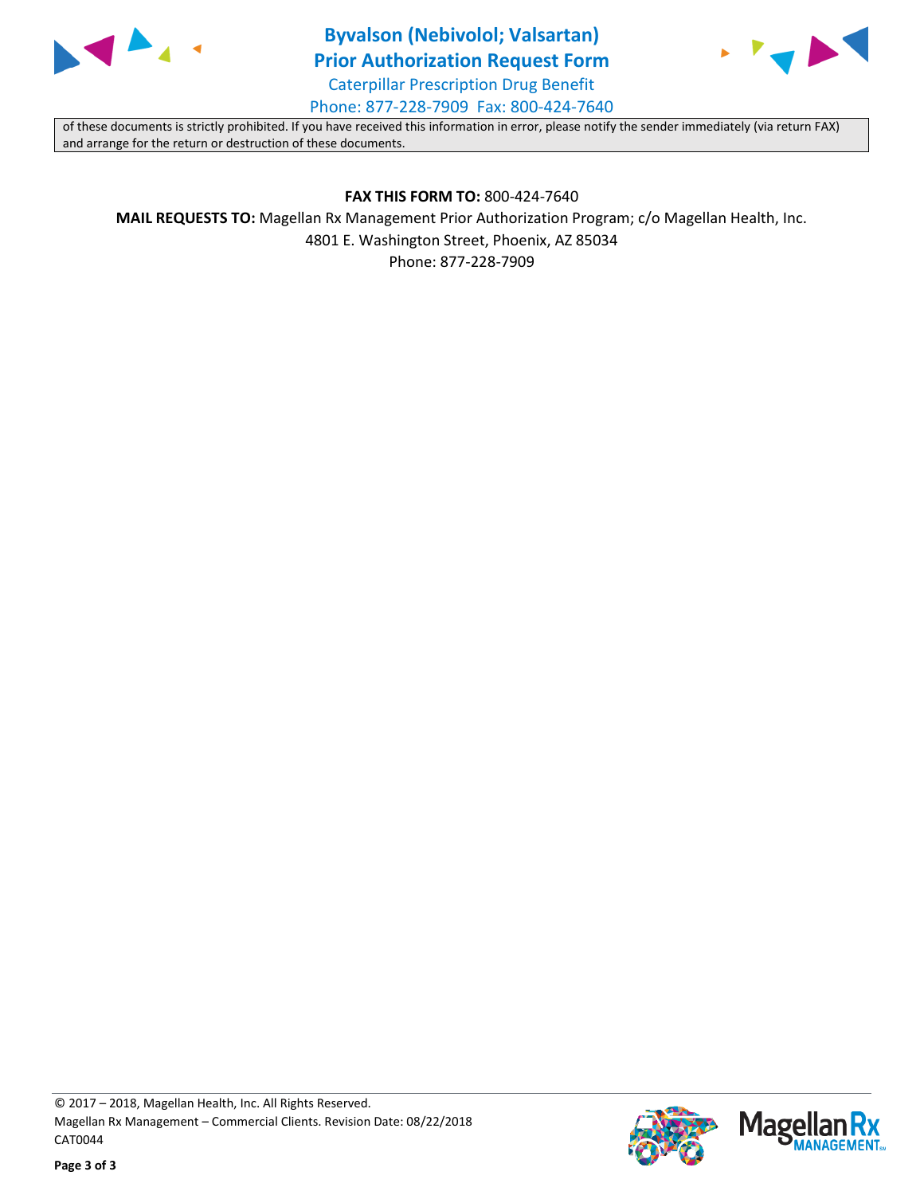of these documents is strictly prohibited. If you have received this information in error, please notify the sender immediately (via return FAX) and arrange for the return or destruction of these documents.

**FAX THIS FORM TO:** 800-424-7640

**MAIL REQUESTS TO:** Magellan Rx Management Prior Authorization Program; c/o Magellan Health, Inc.
4801 E. Washington Street, Phoenix, AZ 85034
Phone: 877-228-7909

© 2017 – 2018, Magellan Health, Inc. All Rights Reserved.
Magellan Rx Management – Commercial Clients. Revision Date: 08/22/2018
CAT0044